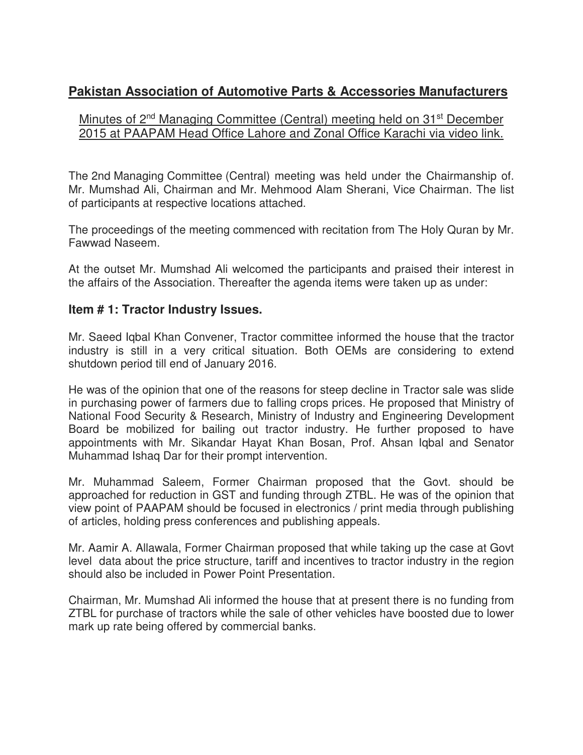# Pakistan Association of Automotive Parts & Accessories Manufacturers

Minutes of 2nd Managing Committee (Central) meeting held on 31st December 2015 at PAAPAM Head Office Lahore and Zonal Office Karachi via video link.

The 2nd Managing Committee (Central) meeting was held under the Chairmanship of. Mr. Mumshad Ali, Chairman and Mr. Mehmood Alam Sherani, Vice Chairman. The list of participants at respective locations attached.

The proceedings of the meeting commenced with recitation from The Holy Quran by Mr. Fawwad Naseem.

At the outset Mr. Mumshad Ali welcomed the participants and praised their interest in the affairs of the Association. Thereafter the agenda items were taken up as under:

## Item # 1: Tractor Industry Issues.

Mr. Saeed Iqbal Khan Convener, Tractor committee informed the house that the tractor industry is still in a very critical situation. Both OEMs are considering to extend shutdown period till end of January 2016.

He was of the opinion that one of the reasons for steep decline in Tractor sale was slide in purchasing power of farmers due to falling crops prices. He proposed that Ministry of National Food Security & Research, Ministry of Industry and Engineering Development Board be mobilized for bailing out tractor industry. He further proposed to have appointments with Mr. Sikandar Hayat Khan Bosan, Prof. Ahsan Iqbal and Senator Muhammad Ishaq Dar for their prompt intervention.

Mr. Muhammad Saleem, Former Chairman proposed that the Govt. should be approached for reduction in GST and funding through ZTBL. He was of the opinion that view point of PAAPAM should be focused in electronics / print media through publishing of articles, holding press conferences and publishing appeals.

Mr. Aamir A. Allawala, Former Chairman proposed that while taking up the case at Govt level data about the price structure, tariff and incentives to tractor industry in the region should also be included in Power Point Presentation.

Chairman, Mr. Mumshad Ali informed the house that at present there is no funding from ZTBL for purchase of tractors while the sale of other vehicles have boosted due to lower mark up rate being offered by commercial banks.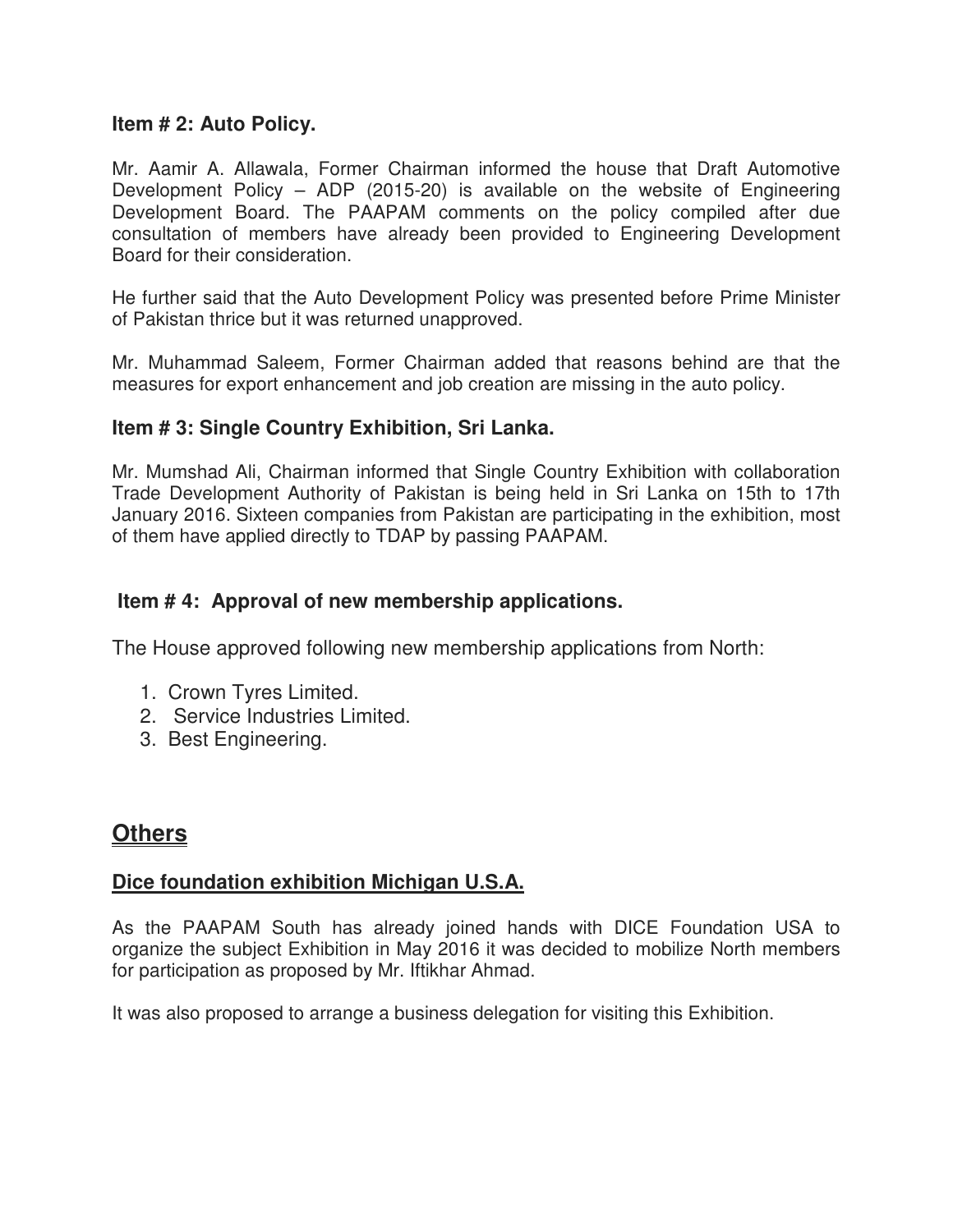### Item # 2: Auto Policy.

Mr. Aamir A. Allawala, Former Chairman informed the house that Draft Automotive Development Policy – ADP (2015-20) is available on the website of Engineering Development Board. The PAAPAM comments on the policy compiled after due consultation of members have already been provided to Engineering Development Board for their consideration.

He further said that the Auto Development Policy was presented before Prime Minister of Pakistan thrice but it was returned unapproved.

Mr. Muhammad Saleem, Former Chairman added that reasons behind are that the measures for export enhancement and job creation are missing in the auto policy.

### Item # 3: Single Country Exhibition, Sri Lanka.

Mr. Mumshad Ali, Chairman informed that Single Country Exhibition with collaboration Trade Development Authority of Pakistan is being held in Sri Lanka on 15th to 17th January 2016. Sixteen companies from Pakistan are participating in the exhibition, most of them have applied directly to TDAP by passing PAAPAM.

### Item # 4: Approval of new membership applications.

The House approved following new membership applications from North:

1. Crown Tyres Limited.
2. Service Industries Limited.
3. Best Engineering.

## Others

### Dice foundation exhibition Michigan U.S.A.

As the PAAPAM South has already joined hands with DICE Foundation USA to organize the subject Exhibition in May 2016 it was decided to mobilize North members for participation as proposed by Mr. Iftikhar Ahmad.

It was also proposed to arrange a business delegation for visiting this Exhibition.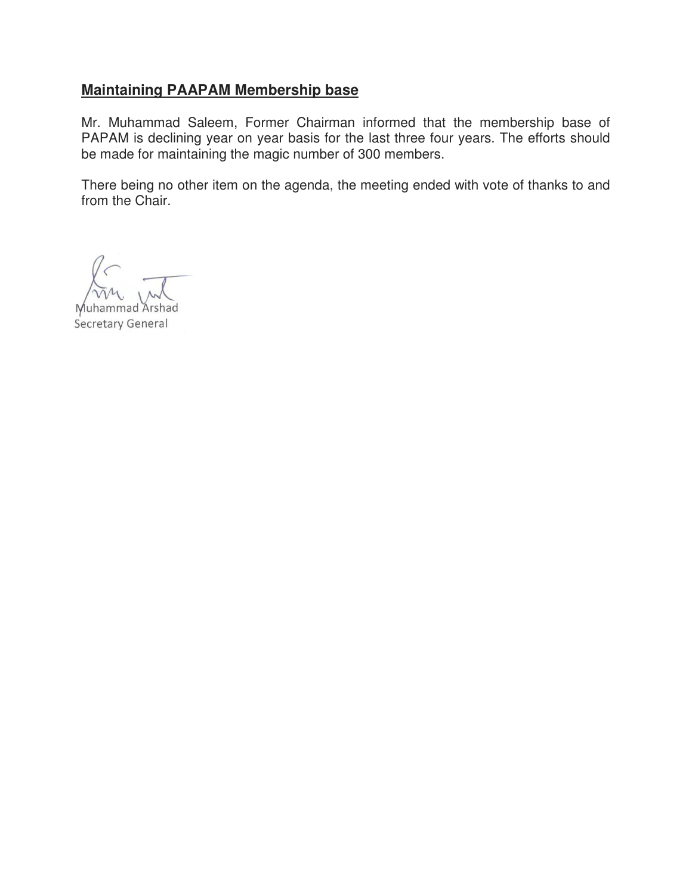## **Maintaining PAAPAM Membership base**

Mr. Muhammad Saleem, Former Chairman informed that the membership base of PAPAM is declining year on year basis for the last three four years. The efforts should be made for maintaining the magic number of 300 members.

There being no other item on the agenda, the meeting ended with vote of thanks to and from the Chair.

Muhammad Arshad
Secretary General